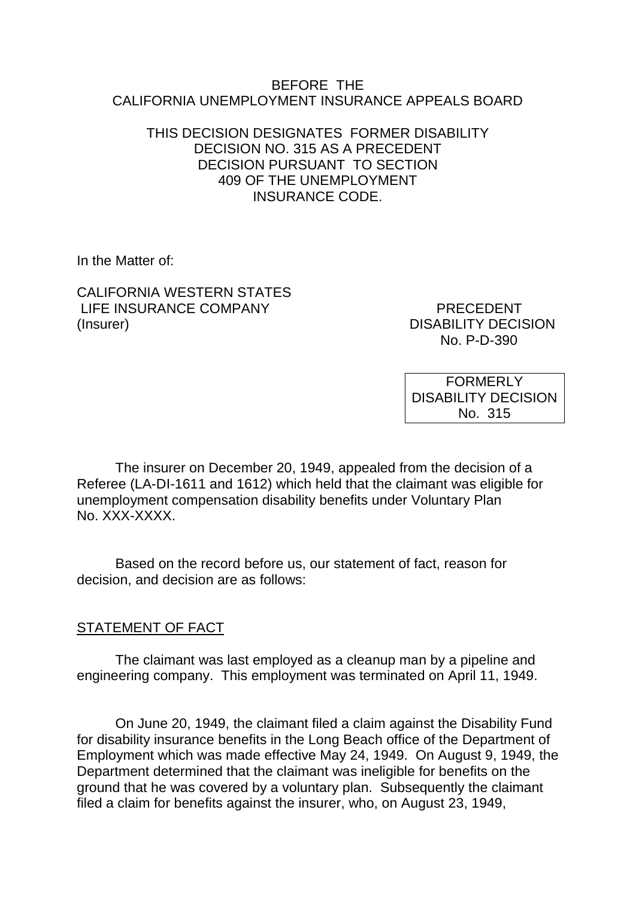BEFORE THE
CALIFORNIA UNEMPLOYMENT INSURANCE APPEALS BOARD

THIS DECISION DESIGNATES FORMER DISABILITY DECISION NO. 315 AS A PRECEDENT DECISION PURSUANT TO SECTION 409 OF THE UNEMPLOYMENT INSURANCE CODE.

In the Matter of:

CALIFORNIA WESTERN STATES LIFE INSURANCE COMPANY
(Insurer)

PRECEDENT
DISABILITY DECISION
No. P-D-390

FORMERLY
DISABILITY DECISION
No. 315

The insurer on December 20, 1949, appealed from the decision of a Referee (LA-DI-1611 and 1612) which held that the claimant was eligible for unemployment compensation disability benefits under Voluntary Plan No. XXX-XXXX.

Based on the record before us, our statement of fact, reason for decision, and decision are as follows:

## STATEMENT OF FACT

The claimant was last employed as a cleanup man by a pipeline and engineering company. This employment was terminated on April 11, 1949.

On June 20, 1949, the claimant filed a claim against the Disability Fund for disability insurance benefits in the Long Beach office of the Department of Employment which was made effective May 24, 1949. On August 9, 1949, the Department determined that the claimant was ineligible for benefits on the ground that he was covered by a voluntary plan. Subsequently the claimant filed a claim for benefits against the insurer, who, on August 23, 1949,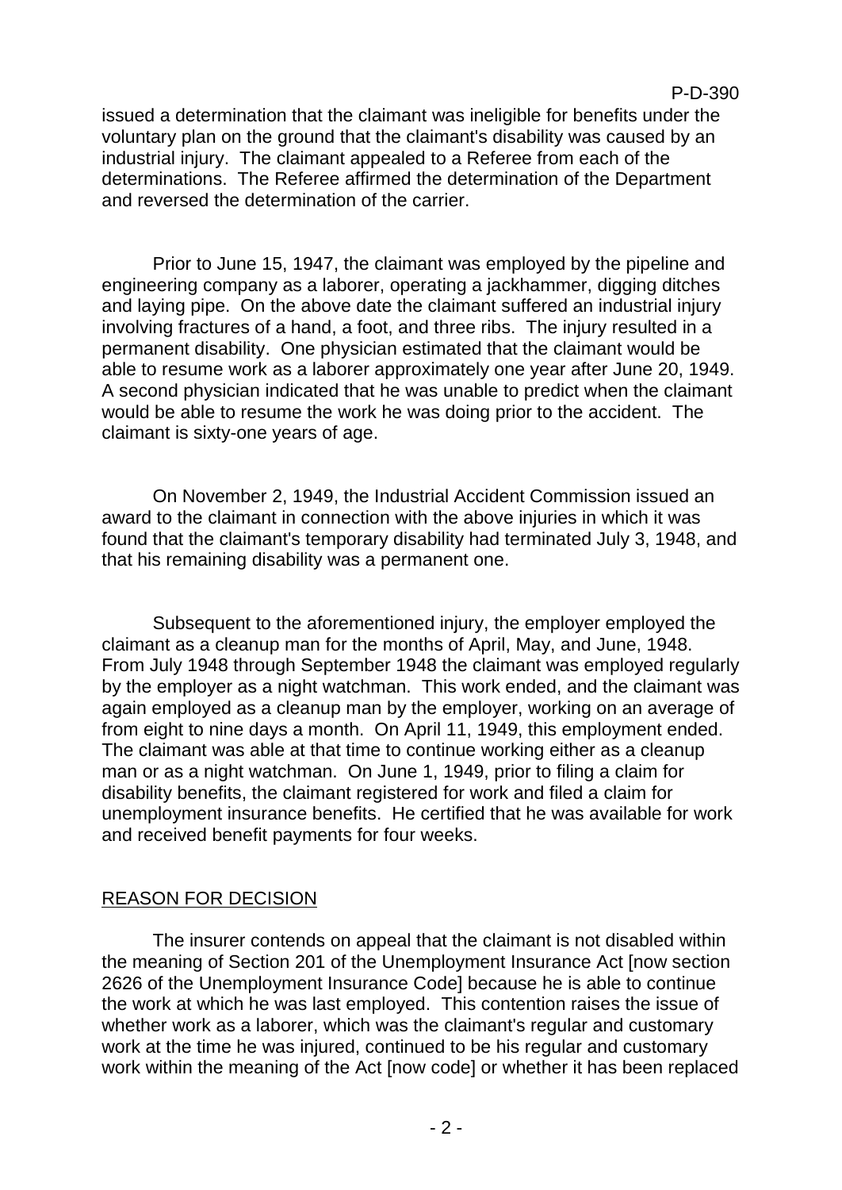issued a determination that the claimant was ineligible for benefits under the voluntary plan on the ground that the claimant's disability was caused by an industrial injury. The claimant appealed to a Referee from each of the determinations. The Referee affirmed the determination of the Department and reversed the determination of the carrier.

Prior to June 15, 1947, the claimant was employed by the pipeline and engineering company as a laborer, operating a jackhammer, digging ditches and laying pipe. On the above date the claimant suffered an industrial injury involving fractures of a hand, a foot, and three ribs. The injury resulted in a permanent disability. One physician estimated that the claimant would be able to resume work as a laborer approximately one year after June 20, 1949. A second physician indicated that he was unable to predict when the claimant would be able to resume the work he was doing prior to the accident. The claimant is sixty-one years of age.

On November 2, 1949, the Industrial Accident Commission issued an award to the claimant in connection with the above injuries in which it was found that the claimant's temporary disability had terminated July 3, 1948, and that his remaining disability was a permanent one.

Subsequent to the aforementioned injury, the employer employed the claimant as a cleanup man for the months of April, May, and June, 1948. From July 1948 through September 1948 the claimant was employed regularly by the employer as a night watchman. This work ended, and the claimant was again employed as a cleanup man by the employer, working on an average of from eight to nine days a month. On April 11, 1949, this employment ended. The claimant was able at that time to continue working either as a cleanup man or as a night watchman. On June 1, 1949, prior to filing a claim for disability benefits, the claimant registered for work and filed a claim for unemployment insurance benefits. He certified that he was available for work and received benefit payments for four weeks.

## REASON FOR DECISION

The insurer contends on appeal that the claimant is not disabled within the meaning of Section 201 of the Unemployment Insurance Act [now section 2626 of the Unemployment Insurance Code] because he is able to continue the work at which he was last employed. This contention raises the issue of whether work as a laborer, which was the claimant's regular and customary work at the time he was injured, continued to be his regular and customary work within the meaning of the Act [now code] or whether it has been replaced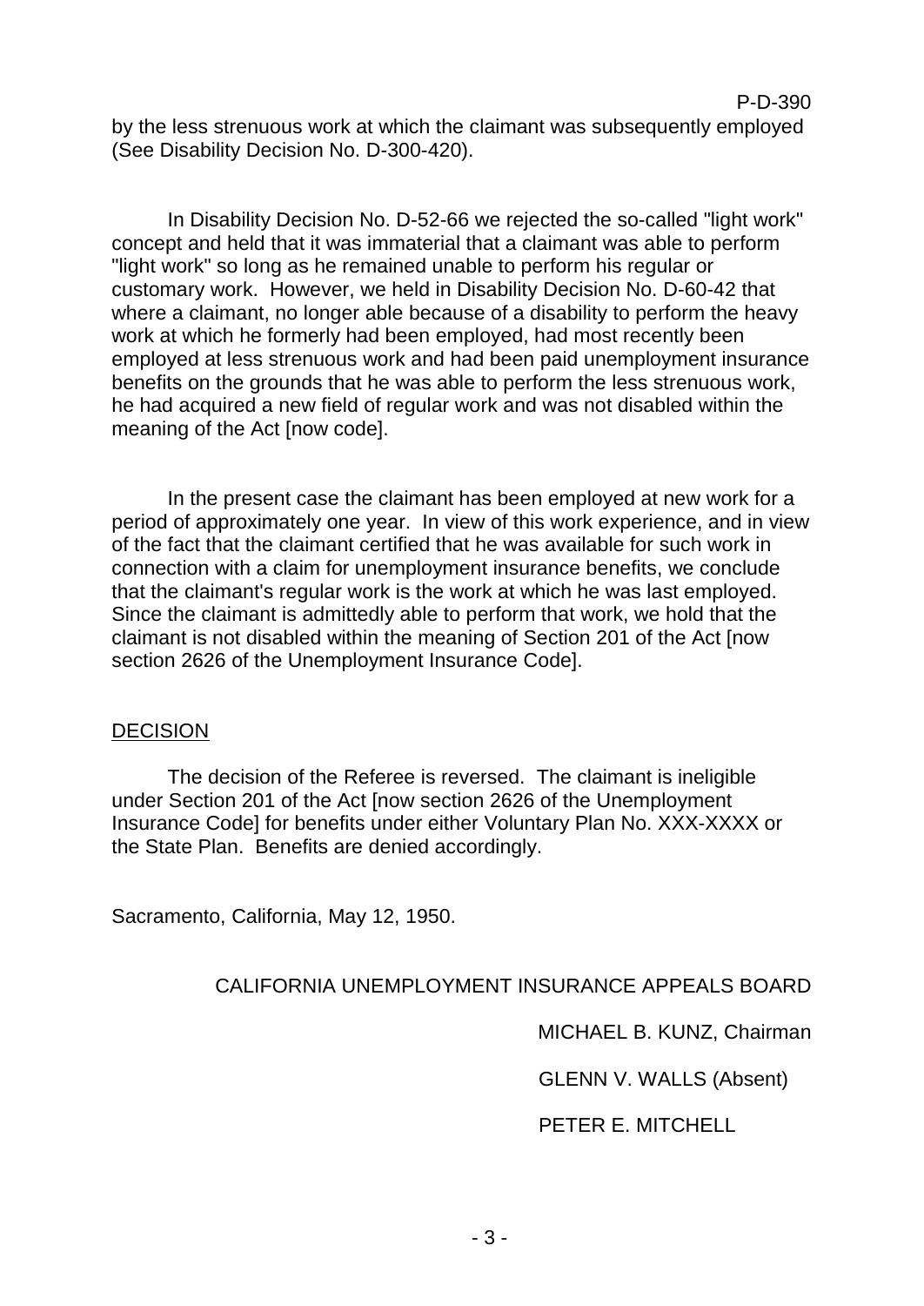by the less strenuous work at which the claimant was subsequently employed (See Disability Decision No. D-300-420).

In Disability Decision No. D-52-66 we rejected the so-called "light work" concept and held that it was immaterial that a claimant was able to perform "light work" so long as he remained unable to perform his regular or customary work. However, we held in Disability Decision No. D-60-42 that where a claimant, no longer able because of a disability to perform the heavy work at which he formerly had been employed, had most recently been employed at less strenuous work and had been paid unemployment insurance benefits on the grounds that he was able to perform the less strenuous work, he had acquired a new field of regular work and was not disabled within the meaning of the Act [now code].

In the present case the claimant has been employed at new work for a period of approximately one year. In view of this work experience, and in view of the fact that the claimant certified that he was available for such work in connection with a claim for unemployment insurance benefits, we conclude that the claimant's regular work is the work at which he was last employed. Since the claimant is admittedly able to perform that work, we hold that the claimant is not disabled within the meaning of Section 201 of the Act [now section 2626 of the Unemployment Insurance Code].

## DECISION

The decision of the Referee is reversed. The claimant is ineligible under Section 201 of the Act [now section 2626 of the Unemployment Insurance Code] for benefits under either Voluntary Plan No. XXX-XXXX or the State Plan. Benefits are denied accordingly.

Sacramento, California, May 12, 1950.

CALIFORNIA UNEMPLOYMENT INSURANCE APPEALS BOARD

MICHAEL B. KUNZ, Chairman

GLENN V. WALLS (Absent)

PETER E. MITCHELL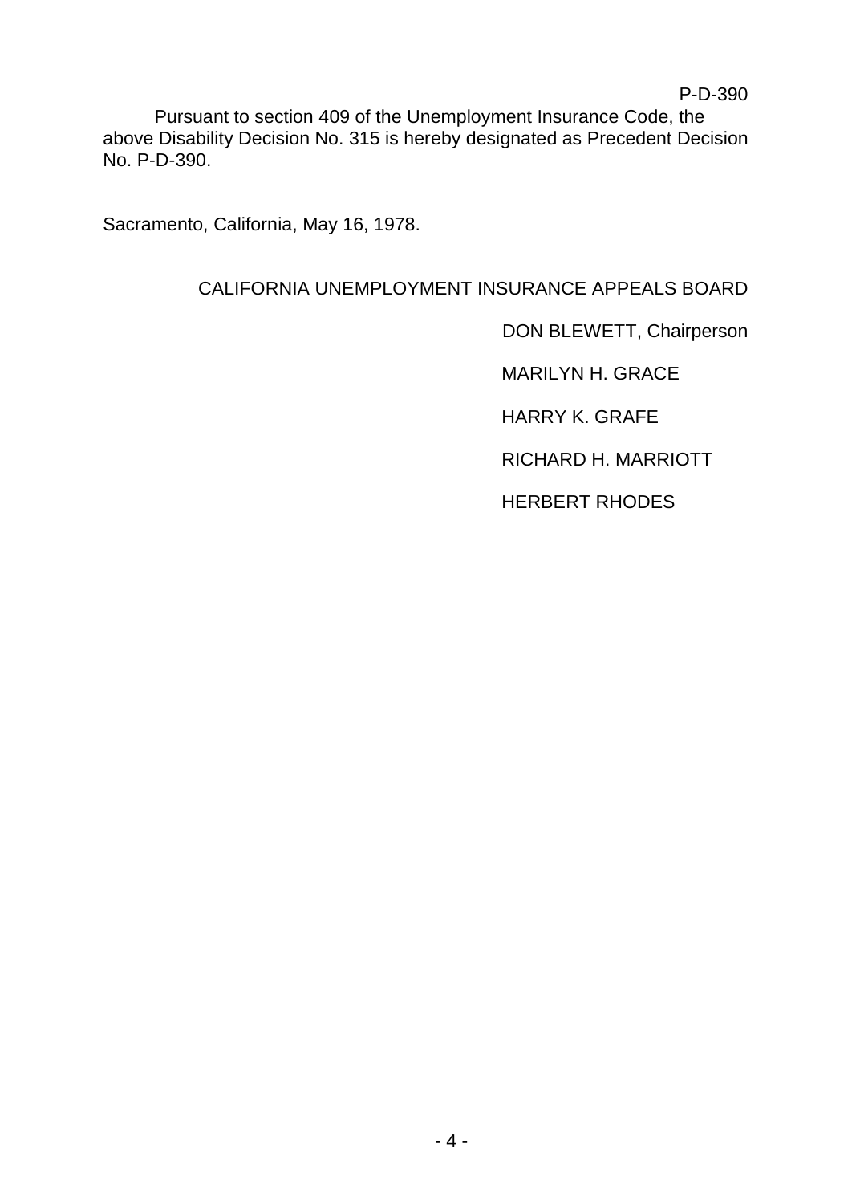P-D-390

Pursuant to section 409 of the Unemployment Insurance Code, the above Disability Decision No. 315 is hereby designated as Precedent Decision No. P-D-390.

Sacramento, California, May 16, 1978.

CALIFORNIA UNEMPLOYMENT INSURANCE APPEALS BOARD

DON BLEWETT, Chairperson

MARILYN H. GRACE

HARRY K. GRAFE

RICHARD H. MARRIOTT

HERBERT RHODES